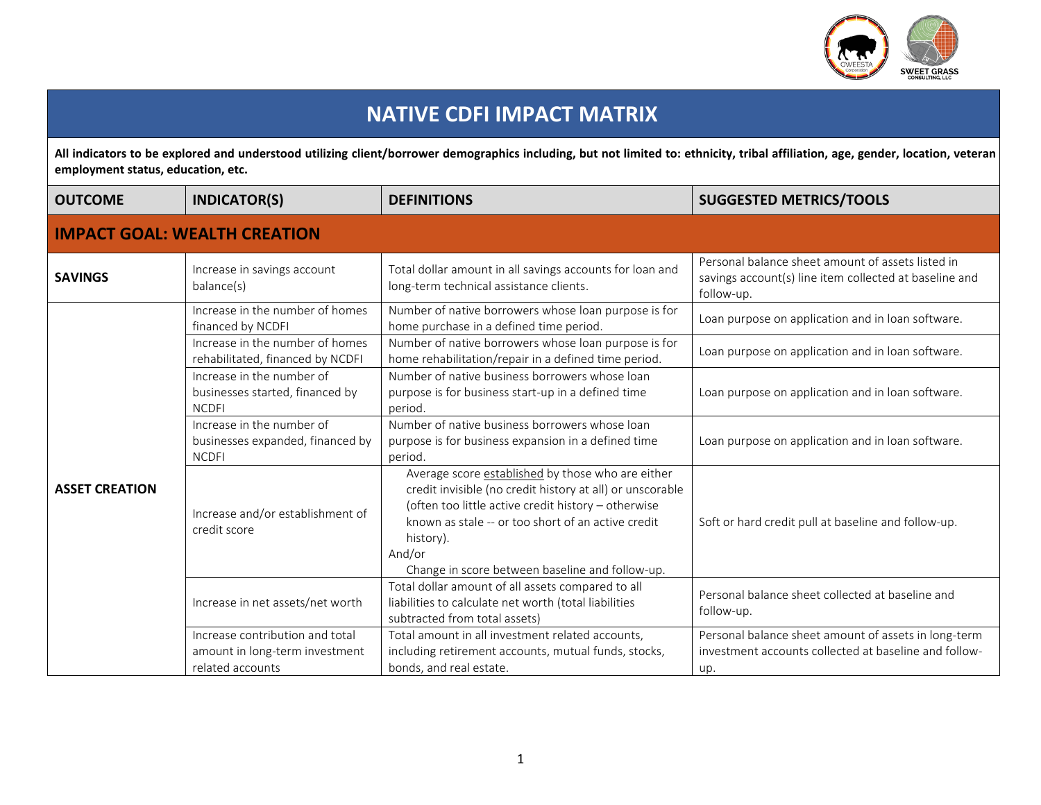# NATIVE CDFI IMPACT MATRIX

**All indicators to be explored and understood utilizing client/borrower demographics including, but not limited to: ethnicity, tribal affiliation, age, gender, location, veteran employment status, education, etc.**

| OUTCOME | INDICATOR(S) | DEFINITIONS | SUGGESTED METRICS/TOOLS |
|---|---|---|---|
| **IMPACT GOAL: WEALTH CREATION** | | | |
| **SAVINGS** | Increase in savings account balance(s) | Total dollar amount in all savings accounts for loan and long-term technical assistance clients. | Personal balance sheet amount of assets listed in savings account(s) line item collected at baseline and follow-up. |
| **ASSET CREATION** | Increase in the number of homes financed by NCDFI | Number of native borrowers whose loan purpose is for home purchase in a defined time period. | Loan purpose on application and in loan software. |
| | Increase in the number of homes rehabilitated, financed by NCDFI | Number of native borrowers whose loan purpose is for home rehabilitation/repair in a defined time period. | Loan purpose on application and in loan software. |
| | Increase in the number of businesses started, financed by NCDFI | Number of native business borrowers whose loan purpose is for business start-up in a defined time period. | Loan purpose on application and in loan software. |
| | Increase in the number of businesses expanded, financed by NCDFI | Number of native business borrowers whose loan purpose is for business expansion in a defined time period. | Loan purpose on application and in loan software. |
| | Increase and/or establishment of credit score | Average score <u>established</u> by those who are either credit invisible (no credit history at all) or unscorable (often too little active credit history – otherwise known as stale -- or too short of an active credit history).<br>And/or<br>Change in score between baseline and follow-up. | Soft or hard credit pull at baseline and follow-up. |
| | Increase in net assets/net worth | Total dollar amount of all assets compared to all liabilities to calculate net worth (total liabilities subtracted from total assets) | Personal balance sheet collected at baseline and follow-up. |
| | Increase contribution and total amount in long-term investment related accounts | Total amount in all investment related accounts, including retirement accounts, mutual funds, stocks, bonds, and real estate. | Personal balance sheet amount of assets in long-term investment accounts collected at baseline and follow-up. |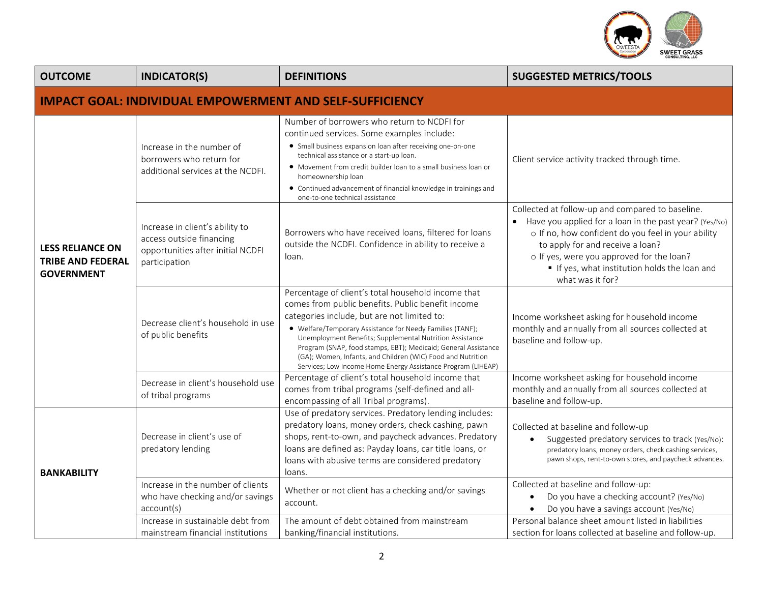| OUTCOME | INDICATOR(S) | DEFINITIONS | SUGGESTED METRICS/TOOLS |
|---|---|---|---|
| **IMPACT GOAL: INDIVIDUAL EMPOWERMENT AND SELF-SUFFICIENCY** | | | |
| **LESS RELIANCE ON TRIBE AND FEDERAL GOVERNMENT** | Increase in the number of borrowers who return for additional services at the NCDFI. | Number of borrowers who return to NCDFI for continued services. Some examples include: <br>• Small business expansion loan after receiving one-on-one technical assistance or a start-up loan. <br>• Movement from credit builder loan to a small business loan or homeownership loan <br>• Continued advancement of financial knowledge in trainings and one-to-one technical assistance | Client service activity tracked through time. |
| | Increase in client's ability to access outside financing opportunities after initial NCDFI participation | Borrowers who have received loans, filtered for loans outside the NCDFI. Confidence in ability to receive a loan. | Collected at follow-up and compared to baseline. <br>• Have you applied for a loan in the past year? (Yes/No) <br>o If no, how confident do you feel in your ability to apply for and receive a loan? <br>o If yes, were you approved for the loan? <br>▪ If yes, what institution holds the loan and what was it for? |
| | Decrease client's household in use of public benefits | Percentage of client's total household income that comes from public benefits. Public benefit income categories include, but are not limited to: <br>• Welfare/Temporary Assistance for Needy Families (TANF); Unemployment Benefits; Supplemental Nutrition Assistance Program (SNAP, food stamps, EBT); Medicaid; General Assistance (GA); Women, Infants, and Children (WIC) Food and Nutrition Services; Low Income Home Energy Assistance Program (LIHEAP) | Income worksheet asking for household income monthly and annually from all sources collected at baseline and follow-up. |
| | Decrease in client's household use of tribal programs | Percentage of client's total household income that comes from tribal programs (self-defined and all-encompassing of all Tribal programs). | Income worksheet asking for household income monthly and annually from all sources collected at baseline and follow-up. |
| **BANKABILITY** | Decrease in client's use of predatory lending | Use of predatory services. Predatory lending includes: predatory loans, money orders, check cashing, pawn shops, rent-to-own, and paycheck advances. Predatory loans are defined as: Payday loans, car title loans, or loans with abusive terms are considered predatory loans. | Collected at baseline and follow-up <br>• Suggested predatory services to track (Yes/No): predatory loans, money orders, check cashing services, pawn shops, rent-to-own stores, and paycheck advances. |
| | Increase in the number of clients who have checking and/or savings account(s) | Whether or not client has a checking and/or savings account. | Collected at baseline and follow-up: <br>• Do you have a checking account? (Yes/No) <br>• Do you have a savings account (Yes/No) |
| | Increase in sustainable debt from mainstream financial institutions | The amount of debt obtained from mainstream banking/financial institutions. | Personal balance sheet amount listed in liabilities section for loans collected at baseline and follow-up. |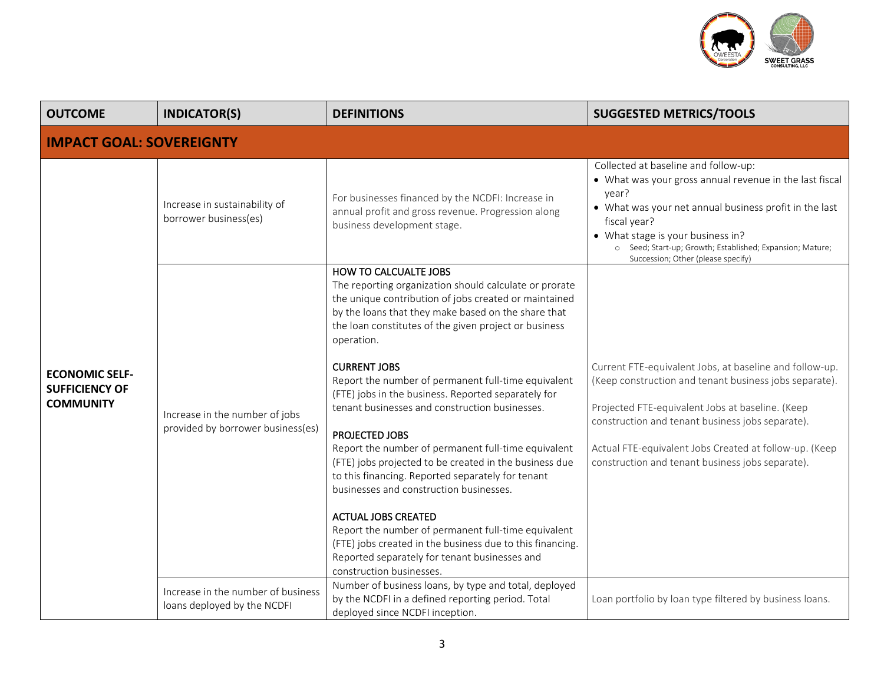| OUTCOME | INDICATOR(S) | DEFINITIONS | SUGGESTED METRICS/TOOLS |
|---|---|---|---|
| **IMPACT GOAL: SOVEREIGNTY** | | | |
| **ECONOMIC SELF-SUFFICIENCY OF COMMUNITY** | Increase in sustainability of borrower business(es) | For businesses financed by the NCDFI: Increase in annual profit and gross revenue. Progression along business development stage. | Collected at baseline and follow-up:<br>• What was your gross annual revenue in the last fiscal year?<br>• What was your net annual business profit in the last fiscal year?<br>• What stage is your business in?<br>  ○ Seed; Start-up; Growth; Established; Expansion; Mature; Succession; Other (please specify) |
| | Increase in the number of jobs provided by borrower business(es) | HOW TO CALCUALTE JOBS<br>The reporting organization should calculate or prorate the unique contribution of jobs created or maintained by the loans that they make based on the share that the loan constitutes of the given project or business operation.<br><br>CURRENT JOBS<br>Report the number of permanent full-time equivalent (FTE) jobs in the business. Reported separately for tenant businesses and construction businesses.<br><br>PROJECTED JOBS<br>Report the number of permanent full-time equivalent (FTE) jobs projected to be created in the business due to this financing. Reported separately for tenant businesses and construction businesses.<br><br>ACTUAL JOBS CREATED<br>Report the number of permanent full-time equivalent (FTE) jobs created in the business due to this financing. Reported separately for tenant businesses and construction businesses. | Current FTE-equivalent Jobs, at baseline and follow-up. (Keep construction and tenant business jobs separate).<br><br>Projected FTE-equivalent Jobs at baseline. (Keep construction and tenant business jobs separate).<br><br>Actual FTE-equivalent Jobs Created at follow-up. (Keep construction and tenant business jobs separate). |
| | Increase in the number of business loans deployed by the NCDFI | Number of business loans, by type and total, deployed by the NCDFI in a defined reporting period. Total deployed since NCDFI inception. | Loan portfolio by loan type filtered by business loans. |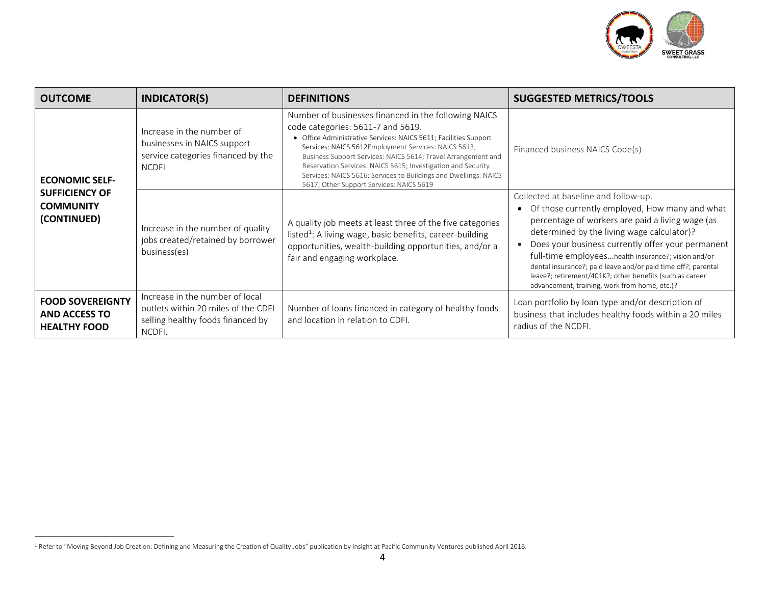| OUTCOME | INDICATOR(S) | DEFINITIONS | SUGGESTED METRICS/TOOLS |
|---|---|---|---|
| **ECONOMIC SELF-SUFFICIENCY OF COMMUNITY (CONTINUED)** | Increase in the number of businesses in NAICS support service categories financed by the NCDFI | Number of businesses financed in the following NAICS code categories: 5611-7 and 5619.<br>• Office Administrative Services: NAICS 5611; Facilities Support Services: NAICS 5612Employment Services: NAICS 5613; Business Support Services: NAICS 5614; Travel Arrangement and Reservation Services: NAICS 5615; Investigation and Security Services: NAICS 5616; Services to Buildings and Dwellings: NAICS 5617; Other Support Services: NAICS 5619 | Financed business NAICS Code(s) |
| | Increase in the number of quality jobs created/retained by borrower business(es) | A quality job meets at least three of the five categories listed[1]: A living wage, basic benefits, career-building opportunities, wealth-building opportunities, and/or a fair and engaging workplace. | Collected at baseline and follow-up.<br>• Of those currently employed, How many and what percentage of workers are paid a living wage (as determined by the living wage calculator)?<br>• Does your business currently offer your permanent full-time employees…health insurance?; vision and/or dental insurance?; paid leave and/or paid time off?; parental leave?; retirement/401K?; other benefits (such as career advancement, training, work from home, etc.)? |
| **FOOD SOVEREIGNTY AND ACCESS TO HEALTHY FOOD** | Increase in the number of local outlets within 20 miles of the CDFI selling healthy foods financed by NCDFI. | Number of loans financed in category of healthy foods and location in relation to CDFI. | Loan portfolio by loan type and/or description of business that includes healthy foods within a 20 miles radius of the NCDFI. |

[1] Refer to "Moving Beyond Job Creation: Defining and Measuring the Creation of Quality Jobs" publication by Insight at Pacific Community Ventures published April 2016.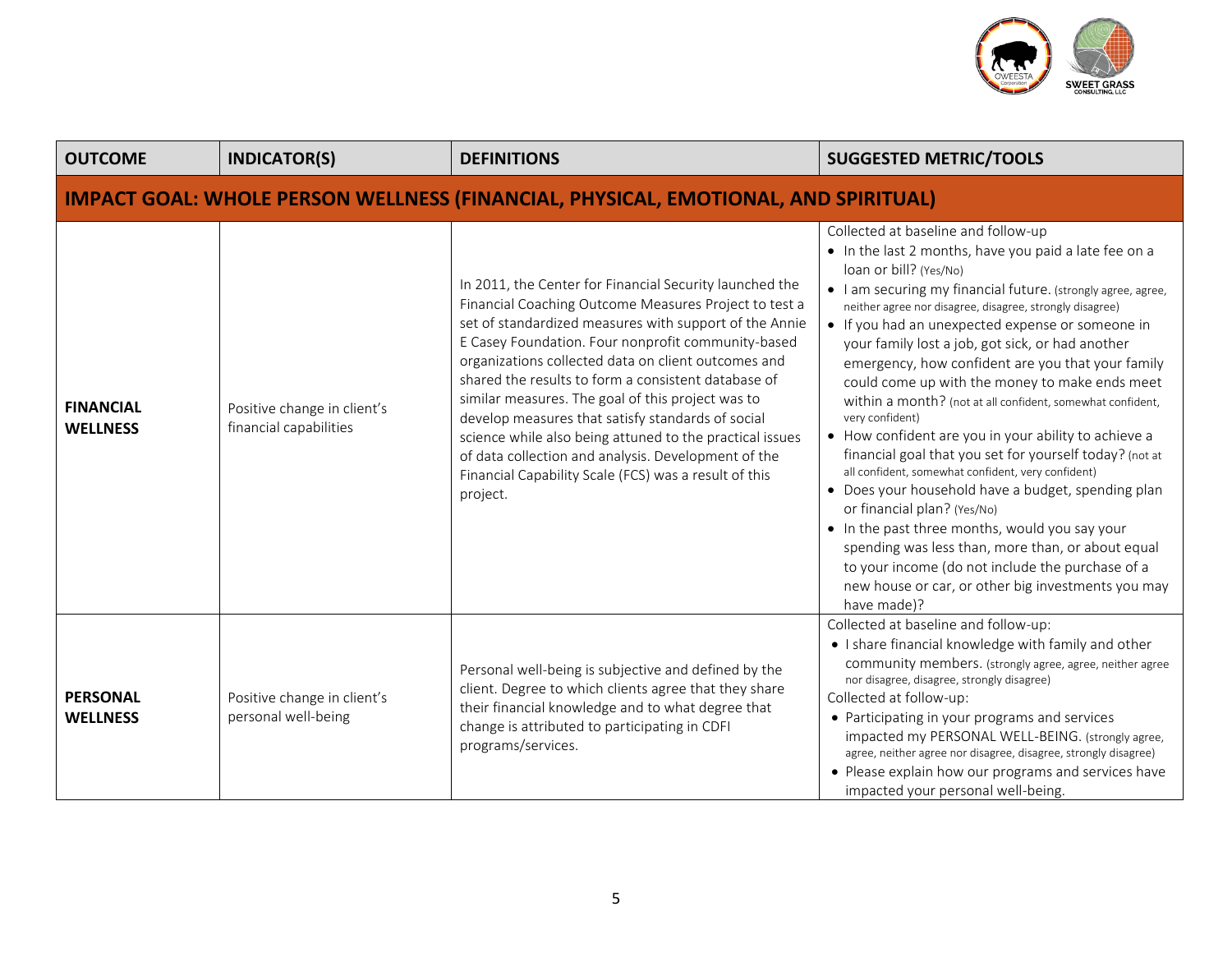| OUTCOME | INDICATOR(S) | DEFINITIONS | SUGGESTED METRIC/TOOLS |
|---|---|---|---|
| **IMPACT GOAL: WHOLE PERSON WELLNESS (FINANCIAL, PHYSICAL, EMOTIONAL, AND SPIRITUAL)** | | | |
| **FINANCIAL WELLNESS** | Positive change in client's financial capabilities | In 2011, the Center for Financial Security launched the Financial Coaching Outcome Measures Project to test a set of standardized measures with support of the Annie E Casey Foundation. Four nonprofit community-based organizations collected data on client outcomes and shared the results to form a consistent database of similar measures. The goal of this project was to develop measures that satisfy standards of social science while also being attuned to the practical issues of data collection and analysis. Development of the Financial Capability Scale (FCS) was a result of this project. | Collected at baseline and follow-up<br>• In the last 2 months, have you paid a late fee on a loan or bill? (Yes/No)<br>• I am securing my financial future. (strongly agree, agree, neither agree nor disagree, disagree, strongly disagree)<br>• If you had an unexpected expense or someone in your family lost a job, got sick, or had another emergency, how confident are you that your family could come up with the money to make ends meet within a month? (not at all confident, somewhat confident, very confident)<br>• How confident are you in your ability to achieve a financial goal that you set for yourself today? (not at all confident, somewhat confident, very confident)<br>• Does your household have a budget, spending plan or financial plan? (Yes/No)<br>• In the past three months, would you say your spending was less than, more than, or about equal to your income (do not include the purchase of a new house or car, or other big investments you may have made)? |
| **PERSONAL WELLNESS** | Positive change in client's personal well-being | Personal well-being is subjective and defined by the client. Degree to which clients agree that they share their financial knowledge and to what degree that change is attributed to participating in CDFI programs/services. | Collected at baseline and follow-up:<br>• I share financial knowledge with family and other community members. (strongly agree, agree, neither agree nor disagree, disagree, strongly disagree)<br>Collected at follow-up:<br>• Participating in your programs and services impacted my PERSONAL WELL-BEING. (strongly agree, agree, neither agree nor disagree, disagree, strongly disagree)<br>• Please explain how our programs and services have impacted your personal well-being. |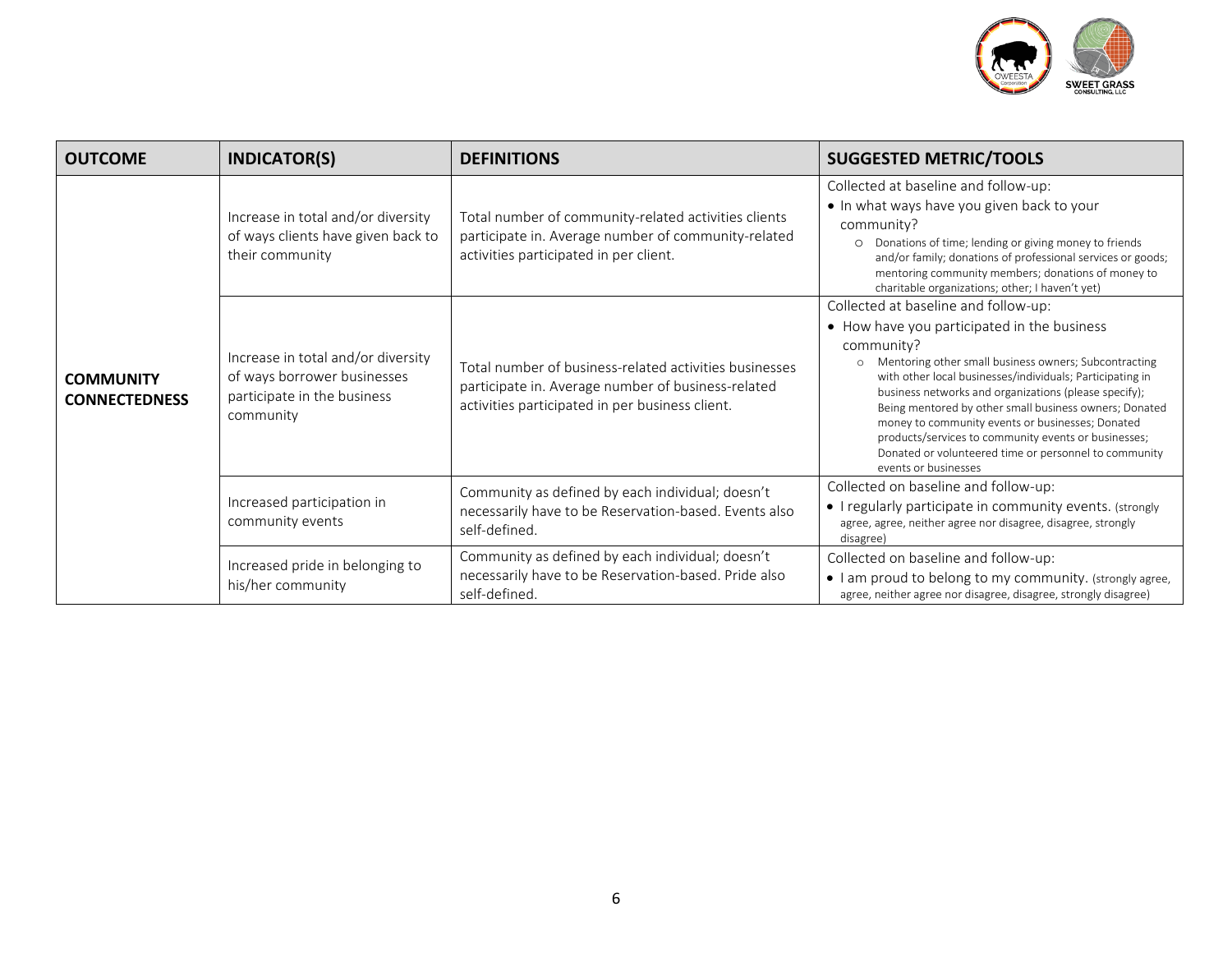| OUTCOME | INDICATOR(S) | DEFINITIONS | SUGGESTED METRIC/TOOLS |
|---|---|---|---|
| **COMMUNITY CONNECTEDNESS** | Increase in total and/or diversity of ways clients have given back to their community | Total number of community-related activities clients participate in. Average number of community-related activities participated in per client. | Collected at baseline and follow-up:<br>• In what ways have you given back to your community?<br>○ Donations of time; lending or giving money to friends and/or family; donations of professional services or goods; mentoring community members; donations of money to charitable organizations; other; I haven't yet) |
| | Increase in total and/or diversity of ways borrower businesses participate in the business community | Total number of business-related activities businesses participate in. Average number of business-related activities participated in per business client. | Collected at baseline and follow-up:<br>• How have you participated in the business community?<br>○ Mentoring other small business owners; Subcontracting with other local businesses/individuals; Participating in business networks and organizations (please specify); Being mentored by other small business owners; Donated money to community events or businesses; Donated products/services to community events or businesses; Donated or volunteered time or personnel to community events or businesses |
| | Increased participation in community events | Community as defined by each individual; doesn't necessarily have to be Reservation-based. Events also self-defined. | Collected on baseline and follow-up:<br>• I regularly participate in community events. (strongly agree, agree, neither agree nor disagree, disagree, strongly disagree) |
| | Increased pride in belonging to his/her community | Community as defined by each individual; doesn't necessarily have to be Reservation-based. Pride also self-defined. | Collected on baseline and follow-up:<br>• I am proud to belong to my community. (strongly agree, agree, neither agree nor disagree, disagree, strongly disagree) |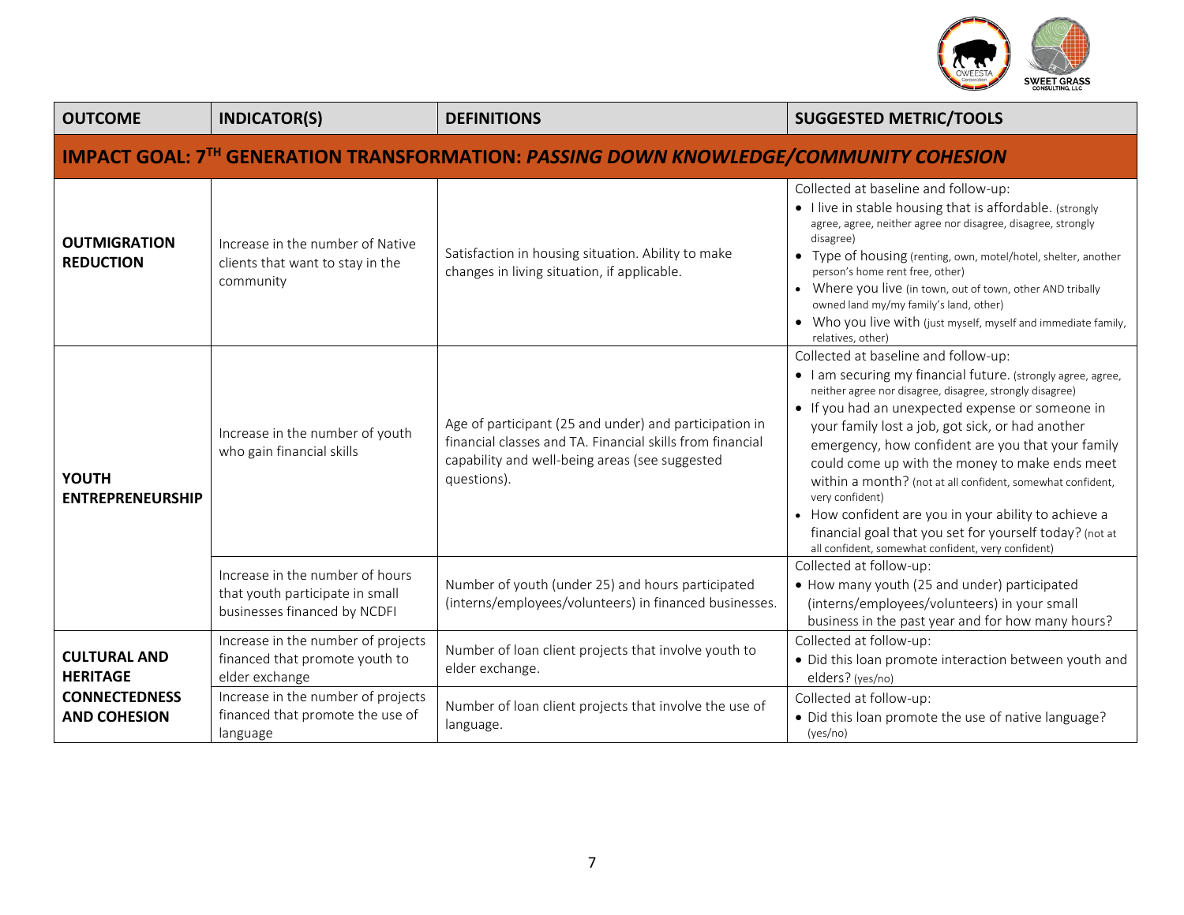| OUTCOME | INDICATOR(S) | DEFINITIONS | SUGGESTED METRIC/TOOLS |
|---|---|---|---|
| **IMPACT GOAL: 7TH GENERATION TRANSFORMATION: *PASSING DOWN KNOWLEDGE/COMMUNITY COHESION*** | | | |
| **OUTMIGRATION REDUCTION** | Increase in the number of Native clients that want to stay in the community | Satisfaction in housing situation. Ability to make changes in living situation, if applicable. | Collected at baseline and follow-up:<br>• I live in stable housing that is affordable. (strongly agree, agree, neither agree nor disagree, disagree, strongly disagree)<br>• Type of housing (renting, own, motel/hotel, shelter, another person's home rent free, other)<br>• Where you live (in town, out of town, other AND tribally owned land my/my family's land, other)<br>• Who you live with (just myself, myself and immediate family, relatives, other) |
| **YOUTH ENTREPRENEURSHIP** | Increase in the number of youth who gain financial skills | Age of participant (25 and under) and participation in financial classes and TA. Financial skills from financial capability and well-being areas (see suggested questions). | Collected at baseline and follow-up:<br>• I am securing my financial future. (strongly agree, agree, neither agree nor disagree, disagree, strongly disagree)<br>• If you had an unexpected expense or someone in your family lost a job, got sick, or had another emergency, how confident are you that your family could come up with the money to make ends meet within a month? (not at all confident, somewhat confident, very confident)<br>• How confident are you in your ability to achieve a financial goal that you set for yourself today? (not at all confident, somewhat confident, very confident) |
| | Increase in the number of hours that youth participate in small businesses financed by NCDFI | Number of youth (under 25) and hours participated (interns/employees/volunteers) in financed businesses. | Collected at follow-up:<br>• How many youth (25 and under) participated (interns/employees/volunteers) in your small business in the past year and for how many hours? |
| **CULTURAL AND HERITAGE CONNECTEDNESS AND COHESION** | Increase in the number of projects financed that promote youth to elder exchange | Number of loan client projects that involve youth to elder exchange. | Collected at follow-up:<br>• Did this loan promote interaction between youth and elders? (yes/no) |
| | Increase in the number of projects financed that promote the use of language | Number of loan client projects that involve the use of language. | Collected at follow-up:<br>• Did this loan promote the use of native language? (yes/no) |